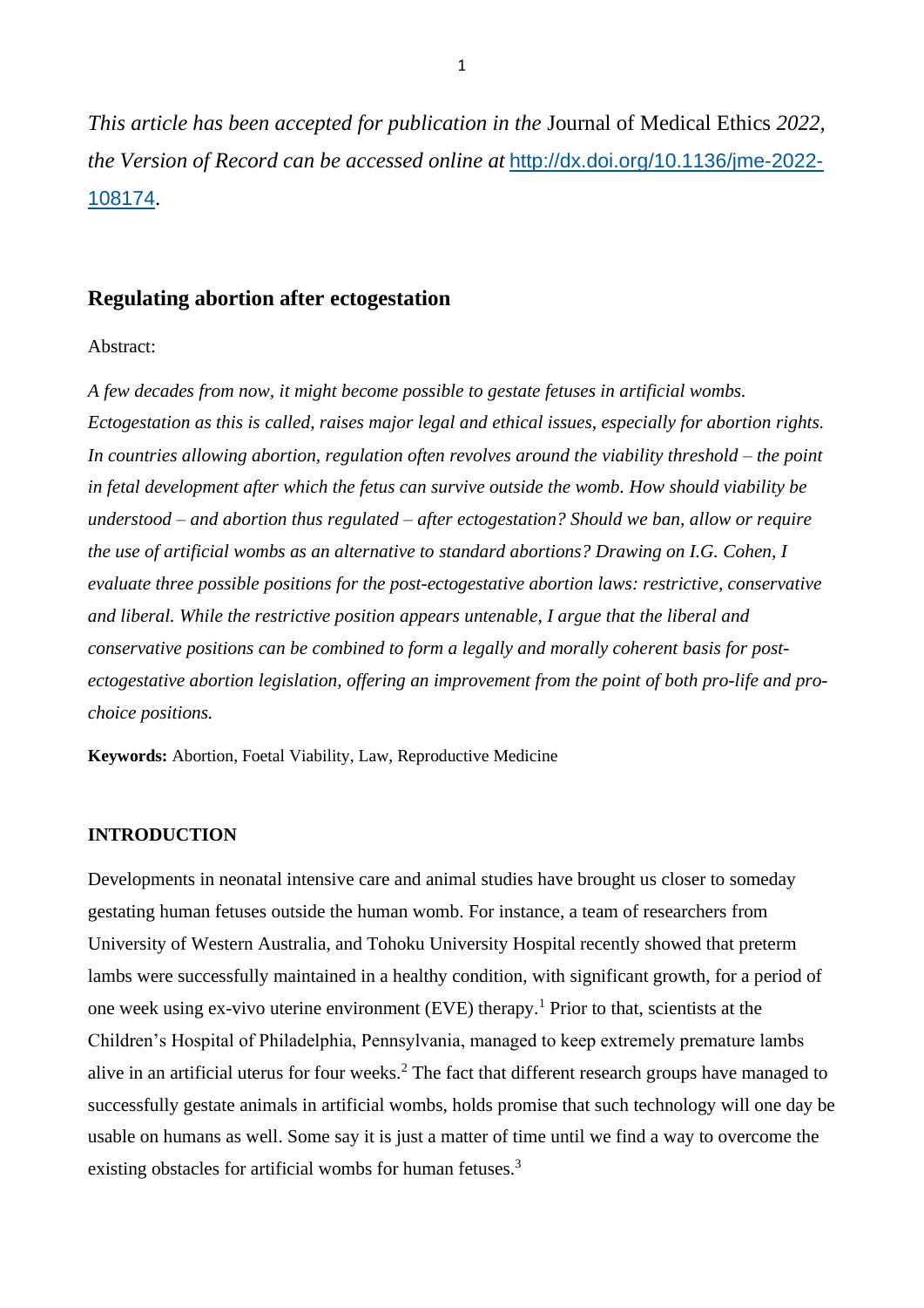*This article has been accepted for publication in the* Journal of Medical Ethics *2022, the Version of Record can be accessed online at* [http://dx.doi.org/10.1136/jme-2022-108174](http://dx.doi.org/10.1136/jme-2022-108174).

## Regulating abortion after ectogestation

Abstract:

*A few decades from now, it might become possible to gestate fetuses in artificial wombs. Ectogestation as this is called, raises major legal and ethical issues, especially for abortion rights. In countries allowing abortion, regulation often revolves around the viability threshold – the point in fetal development after which the fetus can survive outside the womb. How should viability be understood – and abortion thus regulated – after ectogestation? Should we ban, allow or require the use of artificial wombs as an alternative to standard abortions? Drawing on I.G. Cohen, I evaluate three possible positions for the post-ectogestative abortion laws: restrictive, conservative and liberal. While the restrictive position appears untenable, I argue that the liberal and conservative positions can be combined to form a legally and morally coherent basis for post-ectogestative abortion legislation, offering an improvement from the point of both pro-life and pro-choice positions.*

**Keywords:** Abortion, Foetal Viability, Law, Reproductive Medicine

### INTRODUCTION

Developments in neonatal intensive care and animal studies have brought us closer to someday gestating human fetuses outside the human womb. For instance, a team of researchers from University of Western Australia, and Tohoku University Hospital recently showed that preterm lambs were successfully maintained in a healthy condition, with significant growth, for a period of one week using ex-vivo uterine environment (EVE) therapy.[1] Prior to that, scientists at the Children's Hospital of Philadelphia, Pennsylvania, managed to keep extremely premature lambs alive in an artificial uterus for four weeks.[2] The fact that different research groups have managed to successfully gestate animals in artificial wombs, holds promise that such technology will one day be usable on humans as well. Some say it is just a matter of time until we find a way to overcome the existing obstacles for artificial wombs for human fetuses.[3]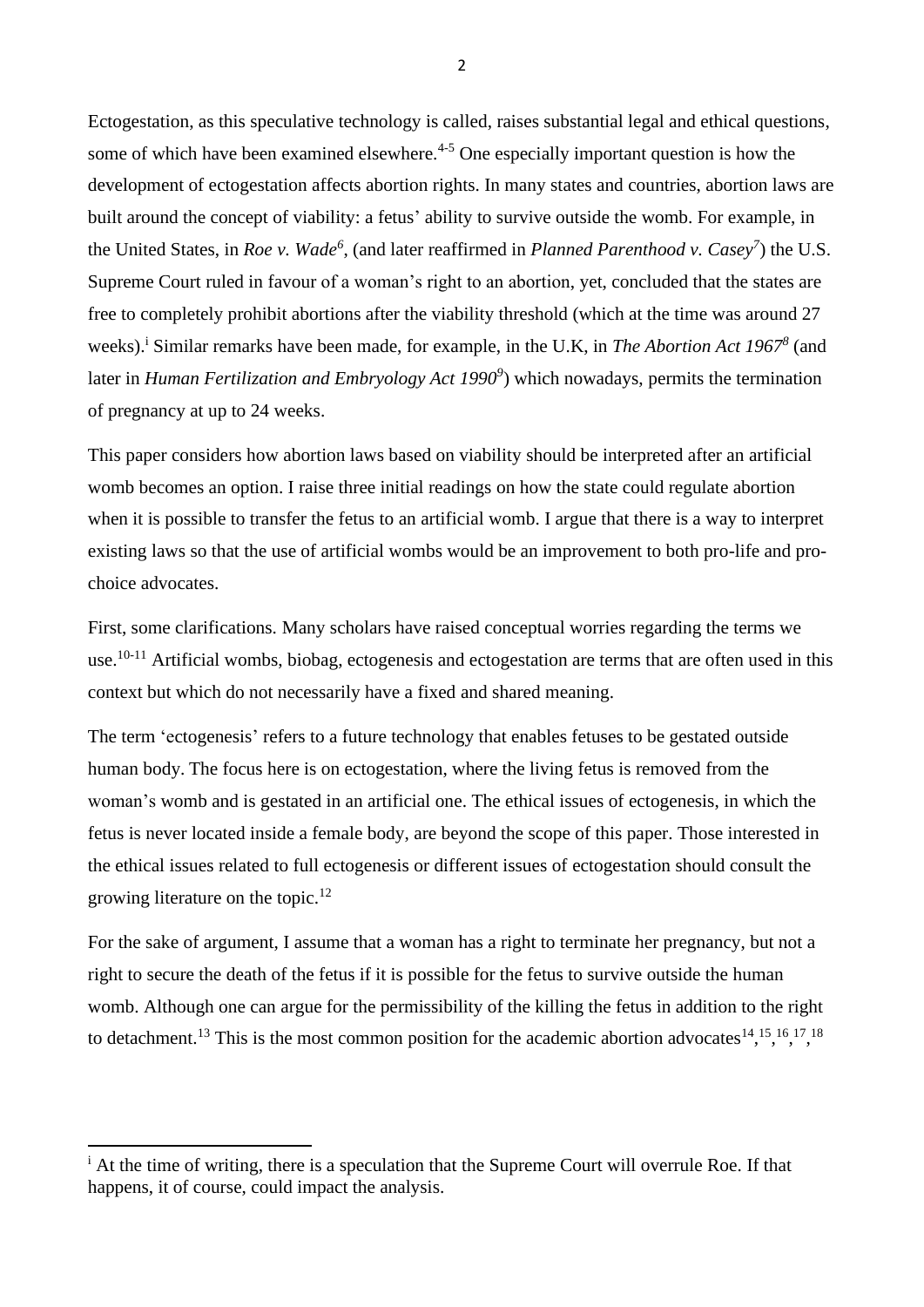Ectogestation, as this speculative technology is called, raises substantial legal and ethical questions, some of which have been examined elsewhere.[4-5] One especially important question is how the development of ectogestation affects abortion rights. In many states and countries, abortion laws are built around the concept of viability: a fetus' ability to survive outside the womb. For example, in the United States, in *Roe v. Wade*[6], (and later reaffirmed in *Planned Parenthood v. Casey*[7]) the U.S. Supreme Court ruled in favour of a woman's right to an abortion, yet, concluded that the states are free to completely prohibit abortions after the viability threshold (which at the time was around 27 weeks).[i] Similar remarks have been made, for example, in the U.K, in *The Abortion Act 1967*[8] (and later in *Human Fertilization and Embryology Act 1990*[9]) which nowadays, permits the termination of pregnancy at up to 24 weeks.

This paper considers how abortion laws based on viability should be interpreted after an artificial womb becomes an option. I raise three initial readings on how the state could regulate abortion when it is possible to transfer the fetus to an artificial womb. I argue that there is a way to interpret existing laws so that the use of artificial wombs would be an improvement to both pro-life and pro-choice advocates.

First, some clarifications. Many scholars have raised conceptual worries regarding the terms we use.[10-11] Artificial wombs, biobag, ectogenesis and ectogestation are terms that are often used in this context but which do not necessarily have a fixed and shared meaning.

The term 'ectogenesis' refers to a future technology that enables fetuses to be gestated outside human body. The focus here is on ectogestation, where the living fetus is removed from the woman's womb and is gestated in an artificial one. The ethical issues of ectogenesis, in which the fetus is never located inside a female body, are beyond the scope of this paper. Those interested in the ethical issues related to full ectogenesis or different issues of ectogestation should consult the growing literature on the topic.[12]

For the sake of argument, I assume that a woman has a right to terminate her pregnancy, but not a right to secure the death of the fetus if it is possible for the fetus to survive outside the human womb. Although one can argue for the permissibility of the killing the fetus in addition to the right to detachment.[13] This is the most common position for the academic abortion advocates[14],[15],[16],[17],[18]

[i] At the time of writing, there is a speculation that the Supreme Court will overrule Roe. If that happens, it of course, could impact the analysis.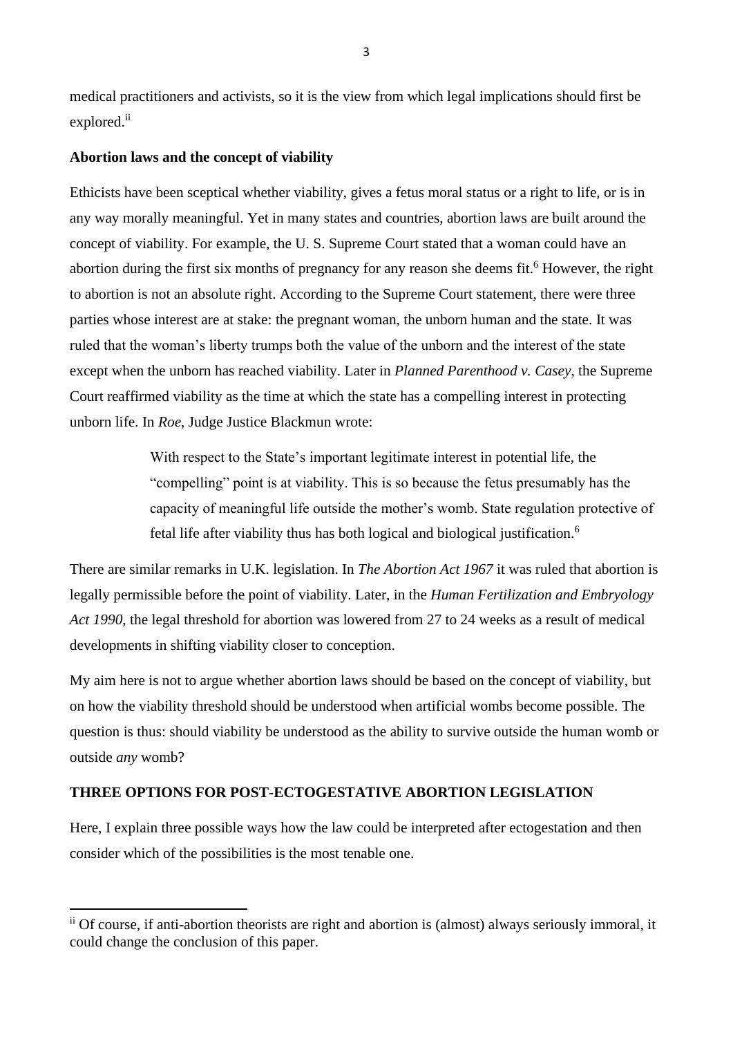medical practitioners and activists, so it is the view from which legal implications should first be explored.[ii]

**Abortion laws and the concept of viability**

Ethicists have been sceptical whether viability, gives a fetus moral status or a right to life, or is in any way morally meaningful. Yet in many states and countries, abortion laws are built around the concept of viability. For example, the U. S. Supreme Court stated that a woman could have an abortion during the first six months of pregnancy for any reason she deems fit.[6] However, the right to abortion is not an absolute right. According to the Supreme Court statement, there were three parties whose interest are at stake: the pregnant woman, the unborn human and the state. It was ruled that the woman's liberty trumps both the value of the unborn and the interest of the state except when the unborn has reached viability. Later in *Planned Parenthood v. Casey*, the Supreme Court reaffirmed viability as the time at which the state has a compelling interest in protecting unborn life. In *Roe*, Judge Justice Blackmun wrote:

> With respect to the State's important legitimate interest in potential life, the "compelling" point is at viability. This is so because the fetus presumably has the capacity of meaningful life outside the mother's womb. State regulation protective of fetal life after viability thus has both logical and biological justification.[6]

There are similar remarks in U.K. legislation. In *The Abortion Act 1967* it was ruled that abortion is legally permissible before the point of viability. Later, in the *Human Fertilization and Embryology Act 1990*, the legal threshold for abortion was lowered from 27 to 24 weeks as a result of medical developments in shifting viability closer to conception.

My aim here is not to argue whether abortion laws should be based on the concept of viability, but on how the viability threshold should be understood when artificial wombs become possible. The question is thus: should viability be understood as the ability to survive outside the human womb or outside *any* womb?

**THREE OPTIONS FOR POST-ECTOGESTATIVE ABORTION LEGISLATION**

Here, I explain three possible ways how the law could be interpreted after ectogestation and then consider which of the possibilities is the most tenable one.

---

[ii] Of course, if anti-abortion theorists are right and abortion is (almost) always seriously immoral, it could change the conclusion of this paper.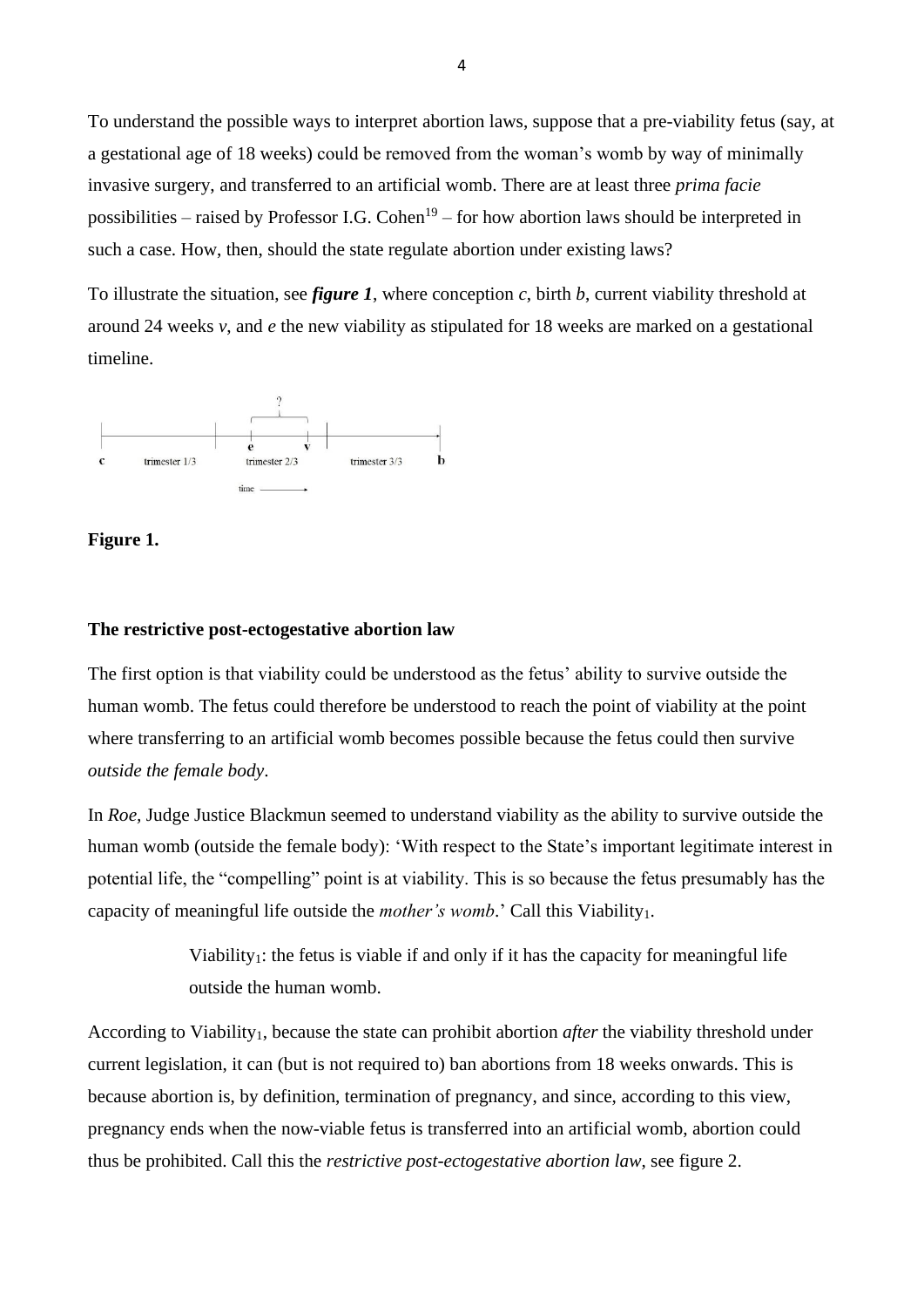To understand the possible ways to interpret abortion laws, suppose that a pre-viability fetus (say, at a gestational age of 18 weeks) could be removed from the woman's womb by way of minimally invasive surgery, and transferred to an artificial womb. There are at least three *prima facie* possibilities – raised by Professor I.G. Cohen[19] – for how abortion laws should be interpreted in such a case. How, then, should the state regulate abortion under existing laws?

To illustrate the situation, see ***figure 1***, where conception *c*, birth *b*, current viability threshold at around 24 weeks *v*, and *e* the new viability as stipulated for 18 weeks are marked on a gestational timeline.

**Figure 1.**

**The restrictive post-ectogestative abortion law**

The first option is that viability could be understood as the fetus' ability to survive outside the human womb. The fetus could therefore be understood to reach the point of viability at the point where transferring to an artificial womb becomes possible because the fetus could then survive *outside the female body*.

In *Roe*, Judge Justice Blackmun seemed to understand viability as the ability to survive outside the human womb (outside the female body): 'With respect to the State's important legitimate interest in potential life, the "compelling" point is at viability. This is so because the fetus presumably has the capacity of meaningful life outside the *mother's womb*.' Call this Viability$_1$.

> Viability$_1$: the fetus is viable if and only if it has the capacity for meaningful life outside the human womb.

According to Viability$_1$, because the state can prohibit abortion *after* the viability threshold under current legislation, it can (but is not required to) ban abortions from 18 weeks onwards. This is because abortion is, by definition, termination of pregnancy, and since, according to this view, pregnancy ends when the now-viable fetus is transferred into an artificial womb, abortion could thus be prohibited. Call this the *restrictive post-ectogestative abortion law*, see figure 2.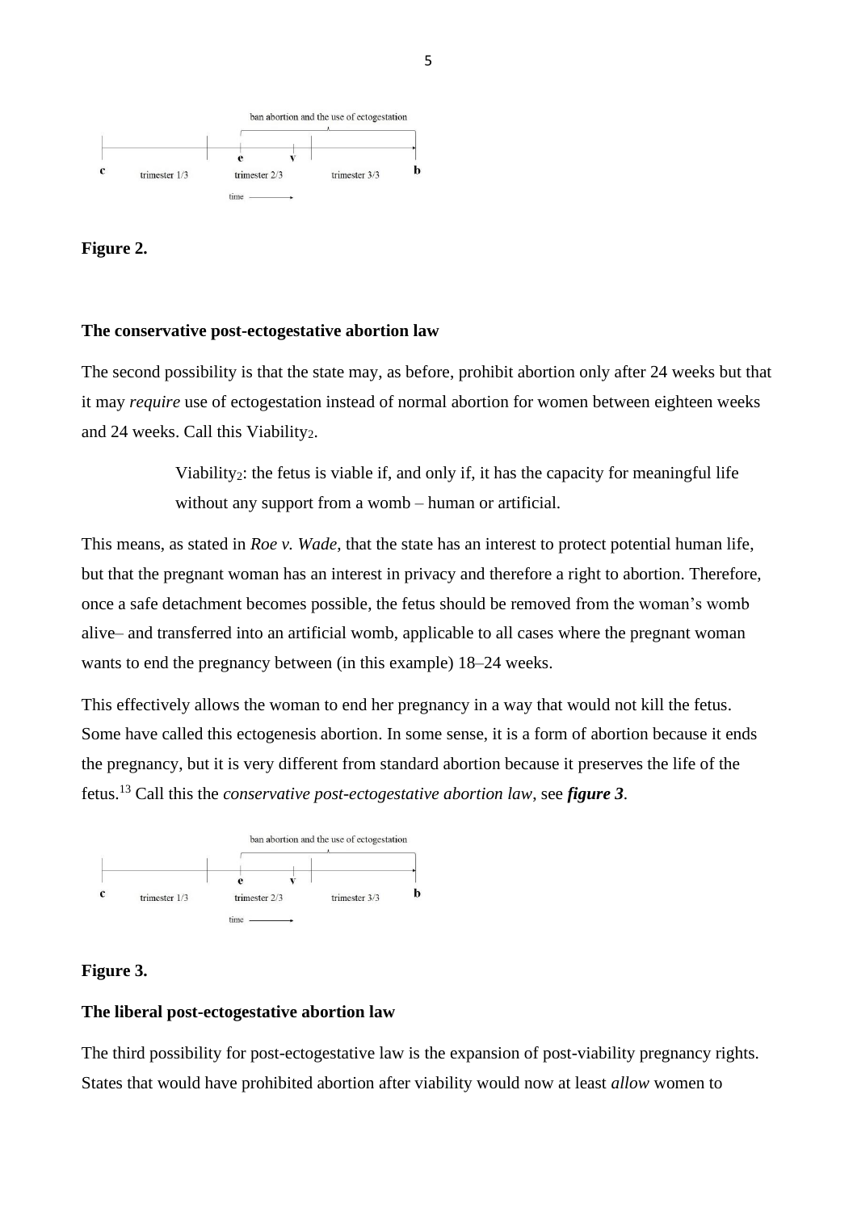ban abortion and the use of ectogestation

c — trimester 1/3 — e — v — trimester 2/3 — trimester 3/3 — b

time ⟶

**Figure 2.**

**The conservative post-ectogestative abortion law**

The second possibility is that the state may, as before, prohibit abortion only after 24 weeks but that it may *require* use of ectogestation instead of normal abortion for women between eighteen weeks and 24 weeks. Call this Viability$_2$.

> Viability$_2$: the fetus is viable if, and only if, it has the capacity for meaningful life without any support from a womb – human or artificial.

This means, as stated in *Roe v. Wade*, that the state has an interest to protect potential human life, but that the pregnant woman has an interest in privacy and therefore a right to abortion. Therefore, once a safe detachment becomes possible, the fetus should be removed from the woman's womb alive– and transferred into an artificial womb, applicable to all cases where the pregnant woman wants to end the pregnancy between (in this example) 18–24 weeks.

This effectively allows the woman to end her pregnancy in a way that would not kill the fetus. Some have called this ectogenesis abortion. In some sense, it is a form of abortion because it ends the pregnancy, but it is very different from standard abortion because it preserves the life of the fetus.[13] Call this the *conservative post-ectogestative abortion law*, see ***figure 3***.

ban abortion and the use of ectogestation

c — trimester 1/3 — e — v — trimester 2/3 — trimester 3/3 — b

time ⟶

**Figure 3.**

**The liberal post-ectogestative abortion law**

The third possibility for post-ectogestative law is the expansion of post-viability pregnancy rights. States that would have prohibited abortion after viability would now at least *allow* women to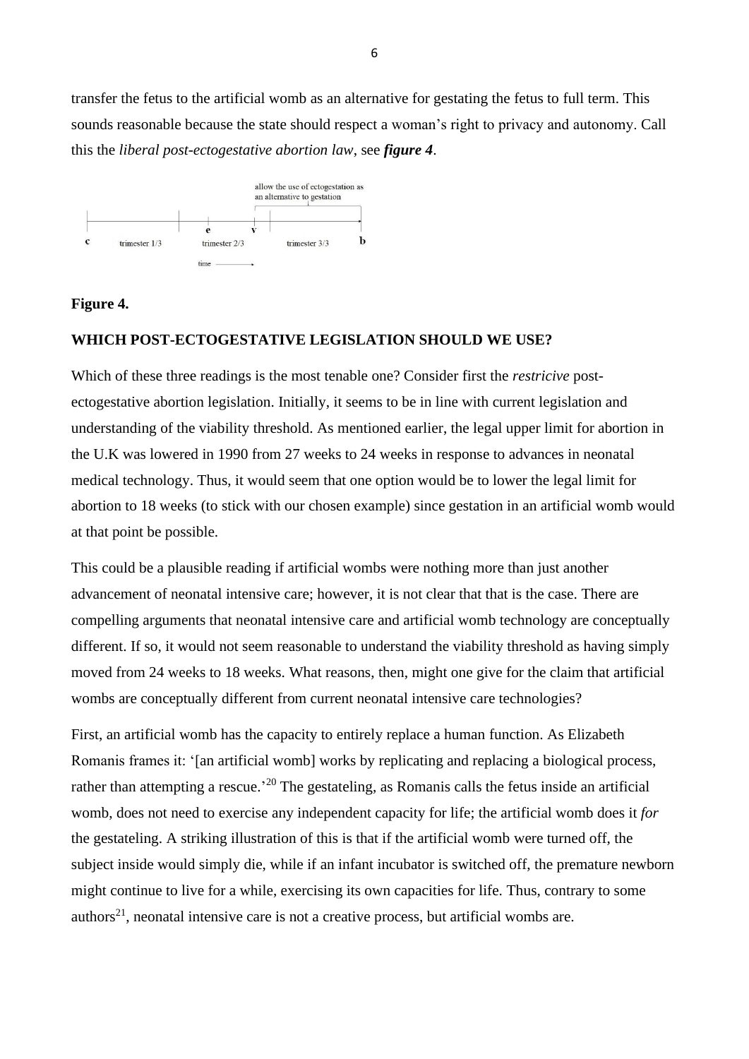transfer the fetus to the artificial womb as an alternative for gestating the fetus to full term. This sounds reasonable because the state should respect a woman's right to privacy and autonomy. Call this the *liberal post-ectogestative abortion law*, see ***figure 4***.

allow the use of ectogestation as an alternative to gestation

c trimester 1/3 e trimester 2/3 v trimester 3/3 b

time

**Figure 4.**

**WHICH POST-ECTOGESTATIVE LEGISLATION SHOULD WE USE?**

Which of these three readings is the most tenable one? Consider first the *restricive* post-ectogestative abortion legislation. Initially, it seems to be in line with current legislation and understanding of the viability threshold. As mentioned earlier, the legal upper limit for abortion in the U.K was lowered in 1990 from 27 weeks to 24 weeks in response to advances in neonatal medical technology. Thus, it would seem that one option would be to lower the legal limit for abortion to 18 weeks (to stick with our chosen example) since gestation in an artificial womb would at that point be possible.

This could be a plausible reading if artificial wombs were nothing more than just another advancement of neonatal intensive care; however, it is not clear that that is the case. There are compelling arguments that neonatal intensive care and artificial womb technology are conceptually different. If so, it would not seem reasonable to understand the viability threshold as having simply moved from 24 weeks to 18 weeks. What reasons, then, might one give for the claim that artificial wombs are conceptually different from current neonatal intensive care technologies?

First, an artificial womb has the capacity to entirely replace a human function. As Elizabeth Romanis frames it: '[an artificial womb] works by replicating and replacing a biological process, rather than attempting a rescue.'[20] The gestateling, as Romanis calls the fetus inside an artificial womb, does not need to exercise any independent capacity for life; the artificial womb does it *for* the gestateling. A striking illustration of this is that if the artificial womb were turned off, the subject inside would simply die, while if an infant incubator is switched off, the premature newborn might continue to live for a while, exercising its own capacities for life. Thus, contrary to some authors[21], neonatal intensive care is not a creative process, but artificial wombs are.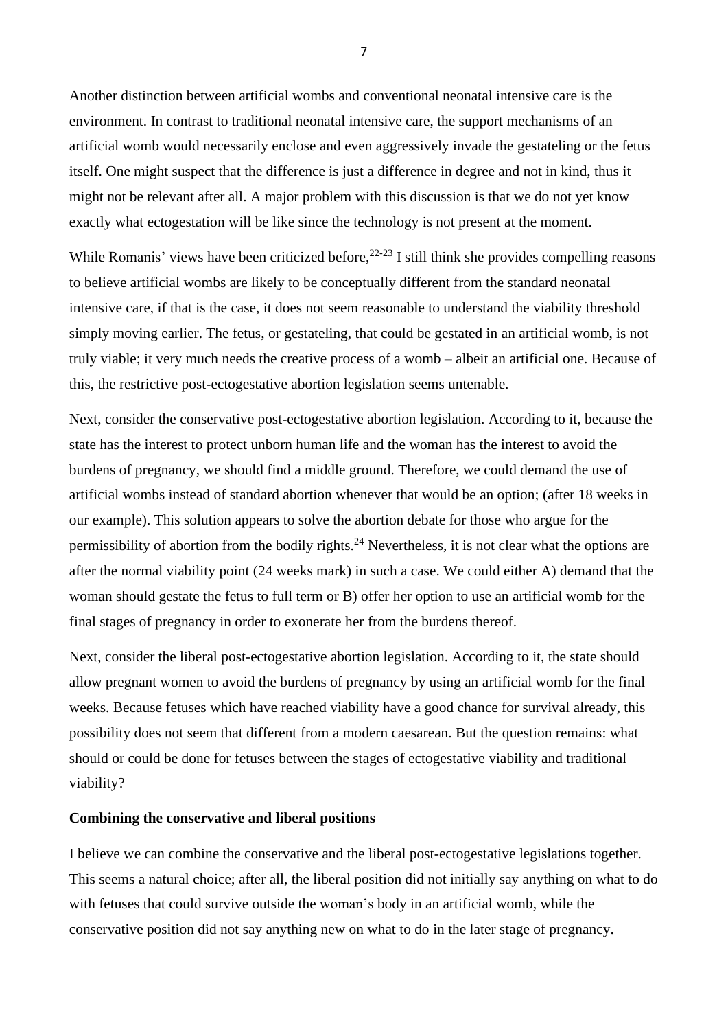Another distinction between artificial wombs and conventional neonatal intensive care is the environment. In contrast to traditional neonatal intensive care, the support mechanisms of an artificial womb would necessarily enclose and even aggressively invade the gestateling or the fetus itself. One might suspect that the difference is just a difference in degree and not in kind, thus it might not be relevant after all. A major problem with this discussion is that we do not yet know exactly what ectogestation will be like since the technology is not present at the moment.

While Romanis' views have been criticized before,[22-23] I still think she provides compelling reasons to believe artificial wombs are likely to be conceptually different from the standard neonatal intensive care, if that is the case, it does not seem reasonable to understand the viability threshold simply moving earlier. The fetus, or gestateling, that could be gestated in an artificial womb, is not truly viable; it very much needs the creative process of a womb – albeit an artificial one. Because of this, the restrictive post-ectogestative abortion legislation seems untenable.

Next, consider the conservative post-ectogestative abortion legislation. According to it, because the state has the interest to protect unborn human life and the woman has the interest to avoid the burdens of pregnancy, we should find a middle ground. Therefore, we could demand the use of artificial wombs instead of standard abortion whenever that would be an option; (after 18 weeks in our example). This solution appears to solve the abortion debate for those who argue for the permissibility of abortion from the bodily rights.[24] Nevertheless, it is not clear what the options are after the normal viability point (24 weeks mark) in such a case. We could either A) demand that the woman should gestate the fetus to full term or B) offer her option to use an artificial womb for the final stages of pregnancy in order to exonerate her from the burdens thereof.

Next, consider the liberal post-ectogestative abortion legislation. According to it, the state should allow pregnant women to avoid the burdens of pregnancy by using an artificial womb for the final weeks. Because fetuses which have reached viability have a good chance for survival already, this possibility does not seem that different from a modern caesarean. But the question remains: what should or could be done for fetuses between the stages of ectogestative viability and traditional viability?

**Combining the conservative and liberal positions**

I believe we can combine the conservative and the liberal post-ectogestative legislations together. This seems a natural choice; after all, the liberal position did not initially say anything on what to do with fetuses that could survive outside the woman's body in an artificial womb, while the conservative position did not say anything new on what to do in the later stage of pregnancy.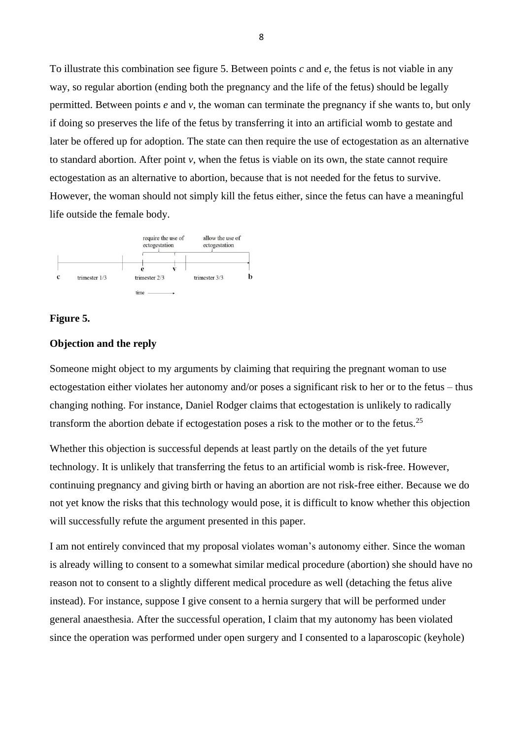To illustrate this combination see figure 5. Between points *c* and *e*, the fetus is not viable in any way, so regular abortion (ending both the pregnancy and the life of the fetus) should be legally permitted. Between points *e* and *v*, the woman can terminate the pregnancy if she wants to, but only if doing so preserves the life of the fetus by transferring it into an artificial womb to gestate and later be offered up for adoption. The state can then require the use of ectogestation as an alternative to standard abortion. After point *v*, when the fetus is viable on its own, the state cannot require ectogestation as an alternative to abortion, because that is not needed for the fetus to survive. However, the woman should not simply kill the fetus either, since the fetus can have a meaningful life outside the female body.

**Figure 5.**

**Objection and the reply**

Someone might object to my arguments by claiming that requiring the pregnant woman to use ectogestation either violates her autonomy and/or poses a significant risk to her or to the fetus – thus changing nothing. For instance, Daniel Rodger claims that ectogestation is unlikely to radically transform the abortion debate if ectogestation poses a risk to the mother or to the fetus.[25]

Whether this objection is successful depends at least partly on the details of the yet future technology. It is unlikely that transferring the fetus to an artificial womb is risk-free. However, continuing pregnancy and giving birth or having an abortion are not risk-free either. Because we do not yet know the risks that this technology would pose, it is difficult to know whether this objection will successfully refute the argument presented in this paper.

I am not entirely convinced that my proposal violates woman's autonomy either. Since the woman is already willing to consent to a somewhat similar medical procedure (abortion) she should have no reason not to consent to a slightly different medical procedure as well (detaching the fetus alive instead). For instance, suppose I give consent to a hernia surgery that will be performed under general anaesthesia. After the successful operation, I claim that my autonomy has been violated since the operation was performed under open surgery and I consented to a laparoscopic (keyhole)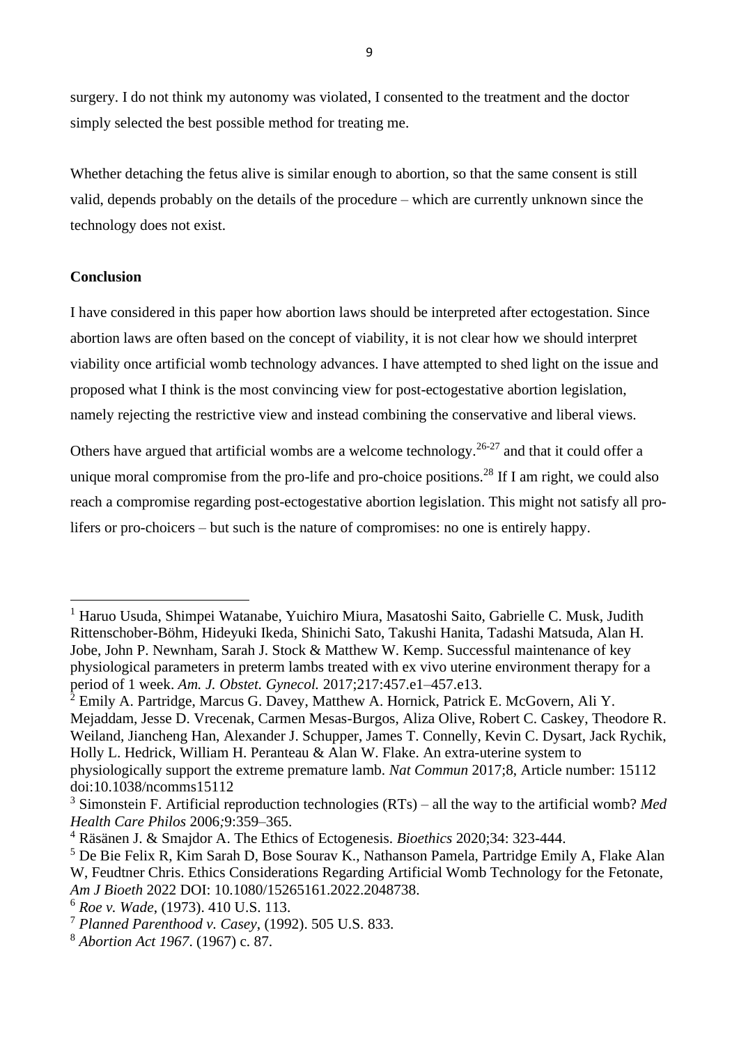surgery. I do not think my autonomy was violated, I consented to the treatment and the doctor simply selected the best possible method for treating me.

Whether detaching the fetus alive is similar enough to abortion, so that the same consent is still valid, depends probably on the details of the procedure – which are currently unknown since the technology does not exist.

**Conclusion**

I have considered in this paper how abortion laws should be interpreted after ectogestation. Since abortion laws are often based on the concept of viability, it is not clear how we should interpret viability once artificial womb technology advances. I have attempted to shed light on the issue and proposed what I think is the most convincing view for post-ectogestative abortion legislation, namely rejecting the restrictive view and instead combining the conservative and liberal views.

Others have argued that artificial wombs are a welcome technology.[26-27] and that it could offer a unique moral compromise from the pro-life and pro-choice positions.[28] If I am right, we could also reach a compromise regarding post-ectogestative abortion legislation. This might not satisfy all pro-lifers or pro-choicers – but such is the nature of compromises: no one is entirely happy.

---

[1] Haruo Usuda, Shimpei Watanabe, Yuichiro Miura, Masatoshi Saito, Gabrielle C. Musk, Judith Rittenschober-Böhm, Hideyuki Ikeda, Shinichi Sato, Takushi Hanita, Tadashi Matsuda, Alan H. Jobe, John P. Newnham, Sarah J. Stock & Matthew W. Kemp. Successful maintenance of key physiological parameters in preterm lambs treated with ex vivo uterine environment therapy for a period of 1 week. *Am. J. Obstet. Gynecol.* 2017;217:457.e1–457.e13.

[2] Emily A. Partridge, Marcus G. Davey, Matthew A. Hornick, Patrick E. McGovern, Ali Y. Mejaddam, Jesse D. Vrecenak, Carmen Mesas-Burgos, Aliza Olive, Robert C. Caskey, Theodore R. Weiland, Jiancheng Han, Alexander J. Schupper, James T. Connelly, Kevin C. Dysart, Jack Rychik, Holly L. Hedrick, William H. Peranteau & Alan W. Flake. An extra-uterine system to physiologically support the extreme premature lamb. *Nat Commun* 2017;8, Article number: 15112 doi:10.1038/ncomms15112

[3] Simonstein F. Artificial reproduction technologies (RTs) – all the way to the artificial womb? *Med Health Care Philos* 2006;9:359–365.

[4] Räsänen J. & Smajdor A. The Ethics of Ectogenesis. *Bioethics* 2020;34: 323-444.

[5] De Bie Felix R, Kim Sarah D, Bose Sourav K., Nathanson Pamela, Partridge Emily A, Flake Alan W, Feudtner Chris. Ethics Considerations Regarding Artificial Womb Technology for the Fetonate, *Am J Bioeth* 2022 DOI: 10.1080/15265161.2022.2048738.

[6] *Roe v. Wade*, (1973). 410 U.S. 113.

[7] *Planned Parenthood v. Casey*, (1992). 505 U.S. 833.

[8] *Abortion Act 1967*. (1967) c. 87.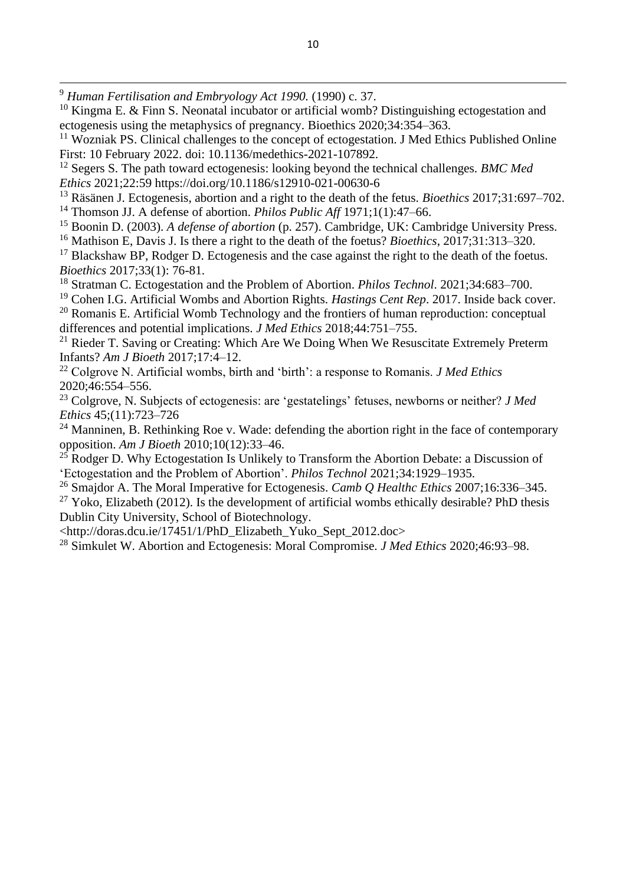[9] *Human Fertilisation and Embryology Act 1990.* (1990) c. 37.

[10] Kingma E. & Finn S. Neonatal incubator or artificial womb? Distinguishing ectogestation and ectogenesis using the metaphysics of pregnancy. Bioethics 2020;34:354–363.

[11] Wozniak PS. Clinical challenges to the concept of ectogestation. J Med Ethics Published Online First: 10 February 2022. doi: 10.1136/medethics-2021-107892.

[12] Segers S. The path toward ectogenesis: looking beyond the technical challenges. *BMC Med Ethics* 2021;22:59 https://doi.org/10.1186/s12910-021-00630-6

[13] Räsänen J. Ectogenesis, abortion and a right to the death of the fetus. *Bioethics* 2017;31:697–702.

[14] Thomson JJ. A defense of abortion. *Philos Public Aff* 1971;1(1):47–66.

[15] Boonin D. (2003). *A defense of abortion* (p. 257). Cambridge, UK: Cambridge University Press.

[16] Mathison E, Davis J. Is there a right to the death of the foetus? *Bioethics*, 2017;31:313–320.

[17] Blackshaw BP, Rodger D. Ectogenesis and the case against the right to the death of the foetus. *Bioethics* 2017;33(1): 76-81.

[18] Stratman C. Ectogestation and the Problem of Abortion. *Philos Technol*. 2021;34:683–700.

[19] Cohen I.G. Artificial Wombs and Abortion Rights. *Hastings Cent Rep*. 2017. Inside back cover.

[20] Romanis E. Artificial Womb Technology and the frontiers of human reproduction: conceptual differences and potential implications. *J Med Ethics* 2018;44:751–755.

[21] Rieder T. Saving or Creating: Which Are We Doing When We Resuscitate Extremely Preterm Infants? *Am J Bioeth* 2017;17:4–12.

[22] Colgrove N. Artificial wombs, birth and 'birth': a response to Romanis. *J Med Ethics* 2020;46:554–556.

[23] Colgrove, N. Subjects of ectogenesis: are 'gestatelings' fetuses, newborns or neither? *J Med Ethics* 45;(11):723–726

[24] Manninen, B. Rethinking Roe v. Wade: defending the abortion right in the face of contemporary opposition. *Am J Bioeth* 2010;10(12):33–46.

[25] Rodger D. Why Ectogestation Is Unlikely to Transform the Abortion Debate: a Discussion of 'Ectogestation and the Problem of Abortion'. *Philos Technol* 2021;34:1929–1935.

[26] Smajdor A. The Moral Imperative for Ectogenesis. *Camb Q Healthc Ethics* 2007;16:336–345.

[27] Yoko, Elizabeth (2012). Is the development of artificial wombs ethically desirable? PhD thesis Dublin City University, School of Biotechnology. <http://doras.dcu.ie/17451/1/PhD_Elizabeth_Yuko_Sept_2012.doc>

[28] Simkulet W. Abortion and Ectogenesis: Moral Compromise. *J Med Ethics* 2020;46:93–98.